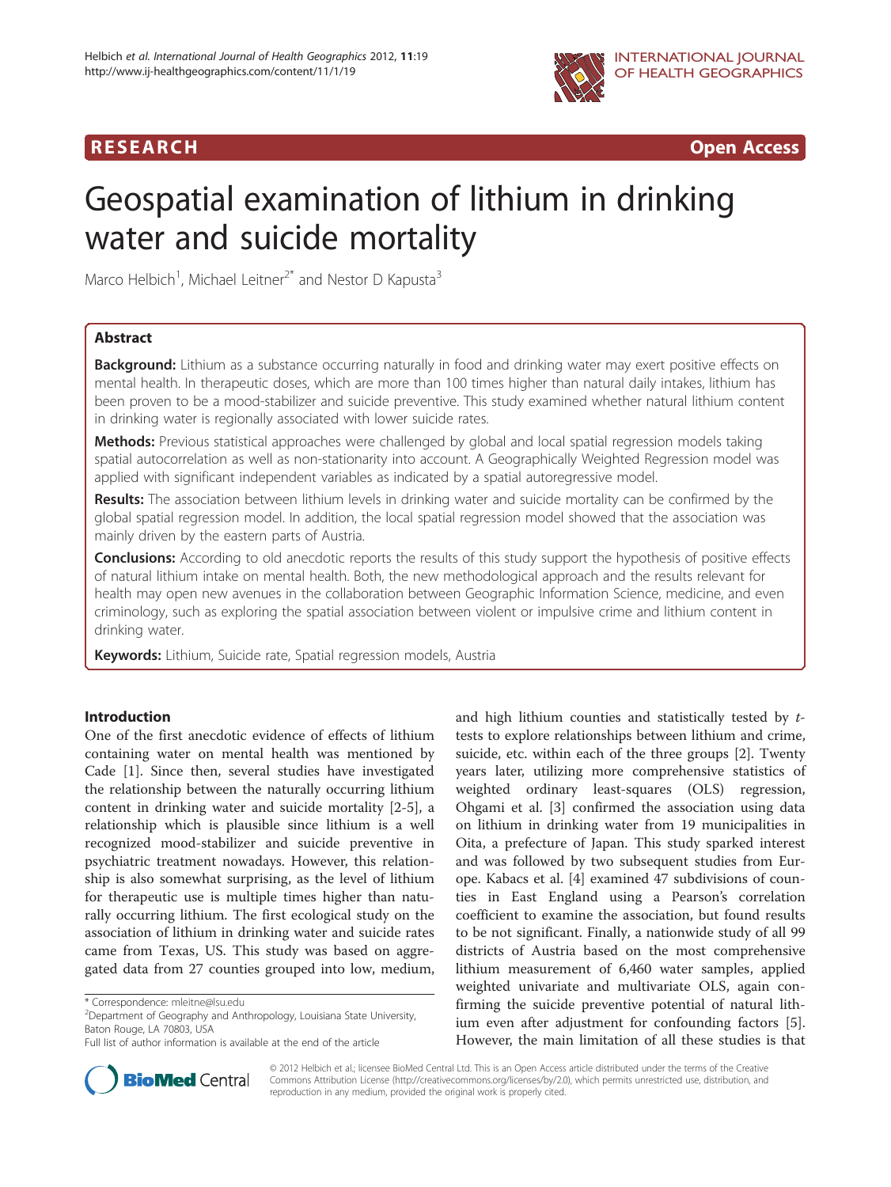RESEARCH **Open Access**

# Geospatial examination of lithium in drinking water and suicide mortality

Marco Helbich[1], Michael Leitner[2*] and Nestor D Kapusta[3]

## Abstract

**Background:** Lithium as a substance occurring naturally in food and drinking water may exert positive effects on mental health. In therapeutic doses, which are more than 100 times higher than natural daily intakes, lithium has been proven to be a mood-stabilizer and suicide preventive. This study examined whether natural lithium content in drinking water is regionally associated with lower suicide rates.

**Methods:** Previous statistical approaches were challenged by global and local spatial regression models taking spatial autocorrelation as well as non-stationarity into account. A Geographically Weighted Regression model was applied with significant independent variables as indicated by a spatial autoregressive model.

**Results:** The association between lithium levels in drinking water and suicide mortality can be confirmed by the global spatial regression model. In addition, the local spatial regression model showed that the association was mainly driven by the eastern parts of Austria.

**Conclusions:** According to old anecdotic reports the results of this study support the hypothesis of positive effects of natural lithium intake on mental health. Both, the new methodological approach and the results relevant for health may open new avenues in the collaboration between Geographic Information Science, medicine, and even criminology, such as exploring the spatial association between violent or impulsive crime and lithium content in drinking water.

**Keywords:** Lithium, Suicide rate, Spatial regression models, Austria

## Introduction

One of the first anecdotic evidence of effects of lithium containing water on mental health was mentioned by Cade [1]. Since then, several studies have investigated the relationship between the naturally occurring lithium content in drinking water and suicide mortality [2-5], a relationship which is plausible since lithium is a well recognized mood-stabilizer and suicide preventive in psychiatric treatment nowadays. However, this relationship is also somewhat surprising, as the level of lithium for therapeutic use is multiple times higher than naturally occurring lithium. The first ecological study on the association of lithium in drinking water and suicide rates came from Texas, US. This study was based on aggregated data from 27 counties grouped into low, medium, and high lithium counties and statistically tested by *t*-tests to explore relationships between lithium and crime, suicide, etc. within each of the three groups [2]. Twenty years later, utilizing more comprehensive statistics of weighted ordinary least-squares (OLS) regression, Ohgami et al. [3] confirmed the association using data on lithium in drinking water from 19 municipalities in Oita, a prefecture of Japan. This study sparked interest and was followed by two subsequent studies from Europe. Kabacs et al. [4] examined 47 subdivisions of counties in East England using a Pearson's correlation coefficient to examine the association, but found results to be not significant. Finally, a nationwide study of all 99 districts of Austria based on the most comprehensive lithium measurement of 6,460 water samples, applied weighted univariate and multivariate OLS, again confirming the suicide preventive potential of natural lithium even after adjustment for confounding factors [5]. However, the main limitation of all these studies is that

\* Correspondence: mleitne@lsu.edu
[2]Department of Geography and Anthropology, Louisiana State University, Baton Rouge, LA 70803, USA
Full list of author information is available at the end of the article

© 2012 Helbich et al.; licensee BioMed Central Ltd. This is an Open Access article distributed under the terms of the Creative Commons Attribution License (http://creativecommons.org/licenses/by/2.0), which permits unrestricted use, distribution, and reproduction in any medium, provided the original work is properly cited.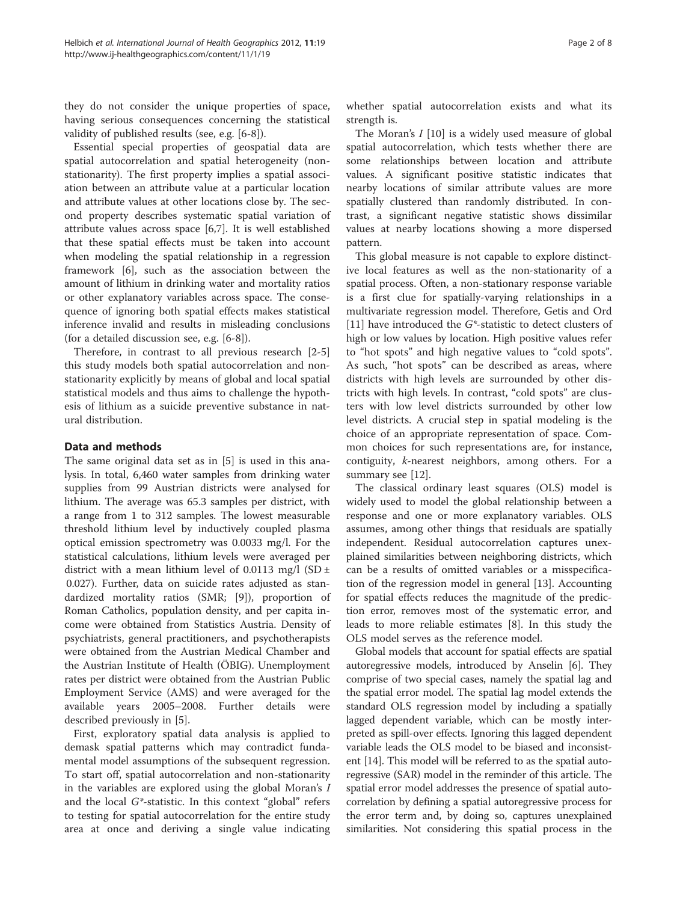they do not consider the unique properties of space, having serious consequences concerning the statistical validity of published results (see, e.g. [6-8]).

Essential special properties of geospatial data are spatial autocorrelation and spatial heterogeneity (non-stationarity). The first property implies a spatial association between an attribute value at a particular location and attribute values at other locations close by. The second property describes systematic spatial variation of attribute values across space [6,7]. It is well established that these spatial effects must be taken into account when modeling the spatial relationship in a regression framework [6], such as the association between the amount of lithium in drinking water and mortality ratios or other explanatory variables across space. The consequence of ignoring both spatial effects makes statistical inference invalid and results in misleading conclusions (for a detailed discussion see, e.g. [6-8]).

Therefore, in contrast to all previous research [2-5] this study models both spatial autocorrelation and non-stationarity explicitly by means of global and local spatial statistical models and thus aims to challenge the hypothesis of lithium as a suicide preventive substance in natural distribution.

## Data and methods

The same original data set as in [5] is used in this analysis. In total, 6,460 water samples from drinking water supplies from 99 Austrian districts were analysed for lithium. The average was 65.3 samples per district, with a range from 1 to 312 samples. The lowest measurable threshold lithium level by inductively coupled plasma optical emission spectrometry was 0.0033 mg/l. For the statistical calculations, lithium levels were averaged per district with a mean lithium level of 0.0113 mg/l (SD ± 0.027). Further, data on suicide rates adjusted as standardized mortality ratios (SMR; [9]), proportion of Roman Catholics, population density, and per capita income were obtained from Statistics Austria. Density of psychiatrists, general practitioners, and psychotherapists were obtained from the Austrian Medical Chamber and the Austrian Institute of Health (ÖBIG). Unemployment rates per district were obtained from the Austrian Public Employment Service (AMS) and were averaged for the available years 2005–2008. Further details were described previously in [5].

First, exploratory spatial data analysis is applied to demask spatial patterns which may contradict fundamental model assumptions of the subsequent regression. To start off, spatial autocorrelation and non-stationarity in the variables are explored using the global Moran's $I$ and the local $G^*$-statistic. In this context "global" refers to testing for spatial autocorrelation for the entire study area at once and deriving a single value indicating whether spatial autocorrelation exists and what its strength is.

The Moran's $I$ [10] is a widely used measure of global spatial autocorrelation, which tests whether there are some relationships between location and attribute values. A significant positive statistic indicates that nearby locations of similar attribute values are more spatially clustered than randomly distributed. In contrast, a significant negative statistic shows dissimilar values at nearby locations showing a more dispersed pattern.

This global measure is not capable to explore distinctive local features as well as the non-stationarity of a spatial process. Often, a non-stationary response variable is a first clue for spatially-varying relationships in a multivariate regression model. Therefore, Getis and Ord [11] have introduced the $G^*$-statistic to detect clusters of high or low values by location. High positive values refer to "hot spots" and high negative values to "cold spots". As such, "hot spots" can be described as areas, where districts with high levels are surrounded by other districts with high levels. In contrast, "cold spots" are clusters with low level districts surrounded by other low level districts. A crucial step in spatial modeling is the choice of an appropriate representation of space. Common choices for such representations are, for instance, contiguity, $k$-nearest neighbors, among others. For a summary see [12].

The classical ordinary least squares (OLS) model is widely used to model the global relationship between a response and one or more explanatory variables. OLS assumes, among other things that residuals are spatially independent. Residual autocorrelation captures unexplained similarities between neighboring districts, which can be a results of omitted variables or a misspecification of the regression model in general [13]. Accounting for spatial effects reduces the magnitude of the prediction error, removes most of the systematic error, and leads to more reliable estimates [8]. In this study the OLS model serves as the reference model.

Global models that account for spatial effects are spatial autoregressive models, introduced by Anselin [6]. They comprise of two special cases, namely the spatial lag and the spatial error model. The spatial lag model extends the standard OLS regression model by including a spatially lagged dependent variable, which can be mostly interpreted as spill-over effects. Ignoring this lagged dependent variable leads the OLS model to be biased and inconsistent [14]. This model will be referred to as the spatial autoregressive (SAR) model in the reminder of this article. The spatial error model addresses the presence of spatial autocorrelation by defining a spatial autoregressive process for the error term and, by doing so, captures unexplained similarities. Not considering this spatial process in the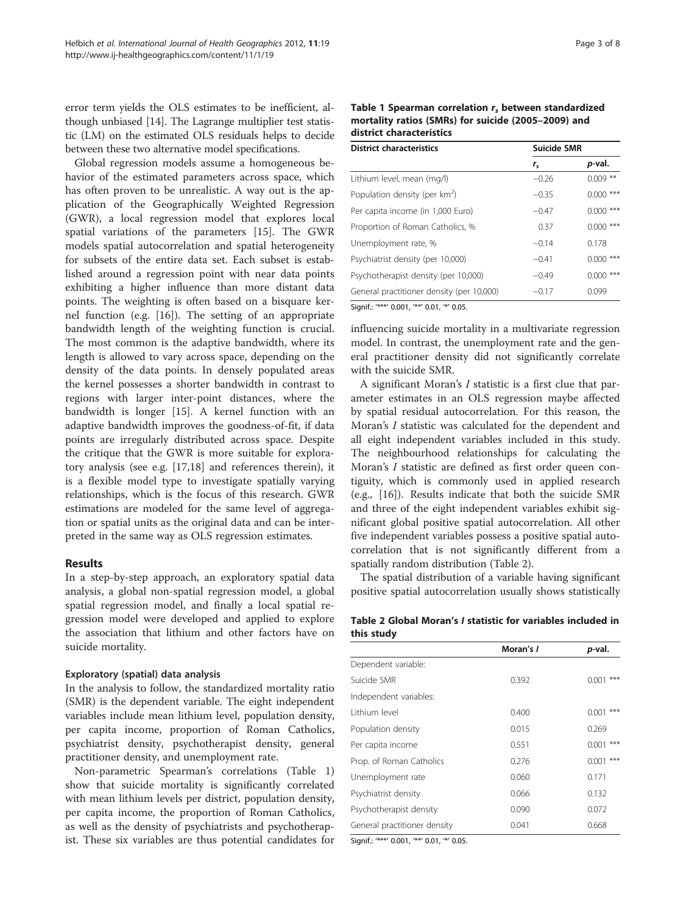error term yields the OLS estimates to be inefficient, although unbiased [14]. The Lagrange multiplier test statistic (LM) on the estimated OLS residuals helps to decide between these two alternative model specifications.

Global regression models assume a homogeneous behavior of the estimated parameters across space, which has often proven to be unrealistic. A way out is the application of the Geographically Weighted Regression (GWR), a local regression model that explores local spatial variations of the parameters [15]. The GWR models spatial autocorrelation and spatial heterogeneity for subsets of the entire data set. Each subset is established around a regression point with near data points exhibiting a higher influence than more distant data points. The weighting is often based on a bisquare kernel function (e.g. [16]). The setting of an appropriate bandwidth length of the weighting function is crucial. The most common is the adaptive bandwidth, where its length is allowed to vary across space, depending on the density of the data points. In densely populated areas the kernel possesses a shorter bandwidth in contrast to regions with larger inter-point distances, where the bandwidth is longer [15]. A kernel function with an adaptive bandwidth improves the goodness-of-fit, if data points are irregularly distributed across space. Despite the critique that the GWR is more suitable for exploratory analysis (see e.g. [17,18] and references therein), it is a flexible model type to investigate spatially varying relationships, which is the focus of this research. GWR estimations are modeled for the same level of aggregation or spatial units as the original data and can be interpreted in the same way as OLS regression estimates.

## Results

In a step-by-step approach, an exploratory spatial data analysis, a global non-spatial regression model, a global spatial regression model, and finally a local spatial regression model were developed and applied to explore the association that lithium and other factors have on suicide mortality.

### Exploratory (spatial) data analysis

In the analysis to follow, the standardized mortality ratio (SMR) is the dependent variable. The eight independent variables include mean lithium level, population density, per capita income, proportion of Roman Catholics, psychiatrist density, psychotherapist density, general practitioner density, and unemployment rate.

Non-parametric Spearman's correlations (Table 1) show that suicide mortality is significantly correlated with mean lithium levels per district, population density, per capita income, the proportion of Roman Catholics, as well as the density of psychiatrists and psychotherapist. These six variables are thus potential candidates for influencing suicide mortality in a multivariate regression model. In contrast, the unemployment rate and the general practitioner density did not significantly correlate with the suicide SMR.

**Table 1 Spearman correlation $r_s$ between standardized mortality ratios (SMRs) for suicide (2005–2009) and district characteristics**

| District characteristics | Suicide SMR | |
|---|---|---|
| | $r_s$ | *p*-val. |
| Lithium level, mean (mg/l) | −0.26 | 0.009 ** |
| Population density (per km$^2$) | −0.35 | 0.000 *** |
| Per capita income (in 1,000 Euro) | −0.47 | 0.000 *** |
| Proportion of Roman Catholics, % | 0.37 | 0.000 *** |
| Unemployment rate, % | −0.14 | 0.178 |
| Psychiatrist density (per 10,000) | −0.41 | 0.000 *** |
| Psychotherapist density (per 10,000) | −0.49 | 0.000 *** |
| General practitioner density (per 10,000) | −0.17 | 0.099 |

Signif.: '***' 0.001, '**' 0.01, '*' 0.05.

A significant Moran's *I* statistic is a first clue that parameter estimates in an OLS regression maybe affected by spatial residual autocorrelation. For this reason, the Moran's *I* statistic was calculated for the dependent and all eight independent variables included in this study. The neighbourhood relationships for calculating the Moran's *I* statistic are defined as first order queen contiguity, which is commonly used in applied research (e.g., [16]). Results indicate that both the suicide SMR and three of the eight independent variables exhibit significant global positive spatial autocorrelation. All other five independent variables possess a positive spatial autocorrelation that is not significantly different from a spatially random distribution (Table 2).

The spatial distribution of a variable having significant positive spatial autocorrelation usually shows statistically

**Table 2 Global Moran's *I* statistic for variables included in this study**

| | Moran's *I* | *p*-val. |
|---|---|---|
| Dependent variable: | | |
| Suicide SMR | 0.392 | 0.001 *** |
| Independent variables: | | |
| Lithium level | 0.400 | 0.001 *** |
| Population density | 0.015 | 0.269 |
| Per capita income | 0.551 | 0.001 *** |
| Prop. of Roman Catholics | 0.276 | 0.001 *** |
| Unemployment rate | 0.060 | 0.171 |
| Psychiatrist density | 0.066 | 0.132 |
| Psychotherapist density | 0.090 | 0.072 |
| General practitioner density | 0.041 | 0.668 |

Signif.: '***' 0.001, '**' 0.01, '*' 0.05.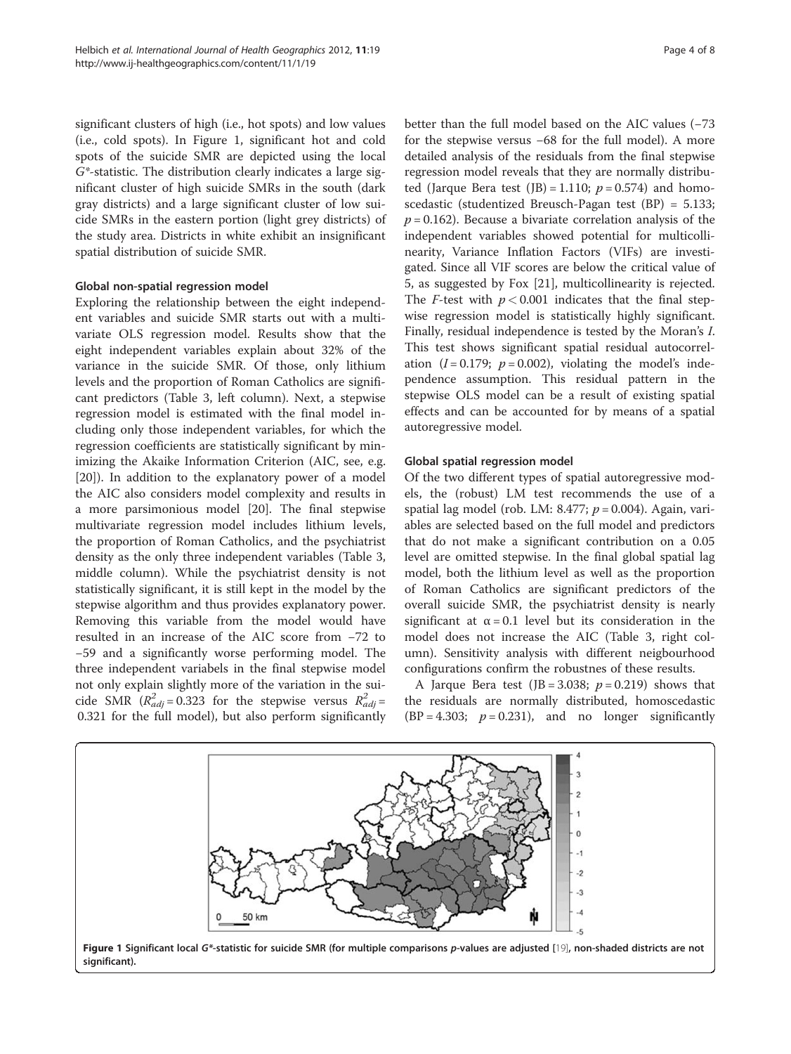significant clusters of high (i.e., hot spots) and low values (i.e., cold spots). In Figure 1, significant hot and cold spots of the suicide SMR are depicted using the local $G^*$-statistic. The distribution clearly indicates a large significant cluster of high suicide SMRs in the south (dark gray districts) and a large significant cluster of low suicide SMRs in the eastern portion (light grey districts) of the study area. Districts in white exhibit an insignificant spatial distribution of suicide SMR.

#### Global non-spatial regression model

Exploring the relationship between the eight independent variables and suicide SMR starts out with a multivariate OLS regression model. Results show that the eight independent variables explain about 32% of the variance in the suicide SMR. Of those, only lithium levels and the proportion of Roman Catholics are significant predictors (Table 3, left column). Next, a stepwise regression model is estimated with the final model including only those independent variables, for which the regression coefficients are statistically significant by minimizing the Akaike Information Criterion (AIC, see, e.g. [20]). In addition to the explanatory power of a model the AIC also considers model complexity and results in a more parsimonious model [20]. The final stepwise multivariate regression model includes lithium levels, the proportion of Roman Catholics, and the psychiatrist density as the only three independent variables (Table 3, middle column). While the psychiatrist density is not statistically significant, it is still kept in the model by the stepwise algorithm and thus provides explanatory power. Removing this variable from the model would have resulted in an increase of the AIC score from −72 to −59 and a significantly worse performing model. The three independent variabels in the final stepwise model not only explain slightly more of the variation in the suicide SMR ($R^2_{adj} = 0.323$ for the stepwise versus $R^2_{adj} = 0.321$ for the full model), but also perform significantly better than the full model based on the AIC values (−73 for the stepwise versus −68 for the full model). A more detailed analysis of the residuals from the final stepwise regression model reveals that they are normally distributed (Jarque Bera test (JB) = 1.110; $p = 0.574$) and homoscedastic (studentized Breusch-Pagan test (BP) = 5.133; $p = 0.162$). Because a bivariate correlation analysis of the independent variables showed potential for multicollinearity, Variance Inflation Factors (VIFs) are investigated. Since all VIF scores are below the critical value of 5, as suggested by Fox [21], multicollinearity is rejected. The $F$-test with $p < 0.001$ indicates that the final stepwise regression model is statistically highly significant. Finally, residual independence is tested by the Moran's $I$. This test shows significant spatial residual autocorrelation ($I = 0.179$; $p = 0.002$), violating the model's independence assumption. This residual pattern in the stepwise OLS model can be a result of existing spatial effects and can be accounted for by means of a spatial autoregressive model.

#### Global spatial regression model

Of the two different types of spatial autoregressive models, the (robust) LM test recommends the use of a spatial lag model (rob. LM: 8.477; $p = 0.004$). Again, variables are selected based on the full model and predictors that do not make a significant contribution on a 0.05 level are omitted stepwise. In the final global spatial lag model, both the lithium level as well as the proportion of Roman Catholics are significant predictors of the overall suicide SMR, the psychiatrist density is nearly significant at $\alpha = 0.1$ level but its consideration in the model does not increase the AIC (Table 3, right column). Sensitivity analysis with different neigbourhood configurations confirm the robustnes of these results.

A Jarque Bera test (JB = 3.038; $p = 0.219$) shows that the residuals are normally distributed, homoscedastic (BP = 4.303; $p = 0.231$), and no longer significantly

**Figure 1 Significant local $G^*$-statistic for suicide SMR (for multiple comparisons $p$-values are adjusted [19], non-shaded districts are not significant).**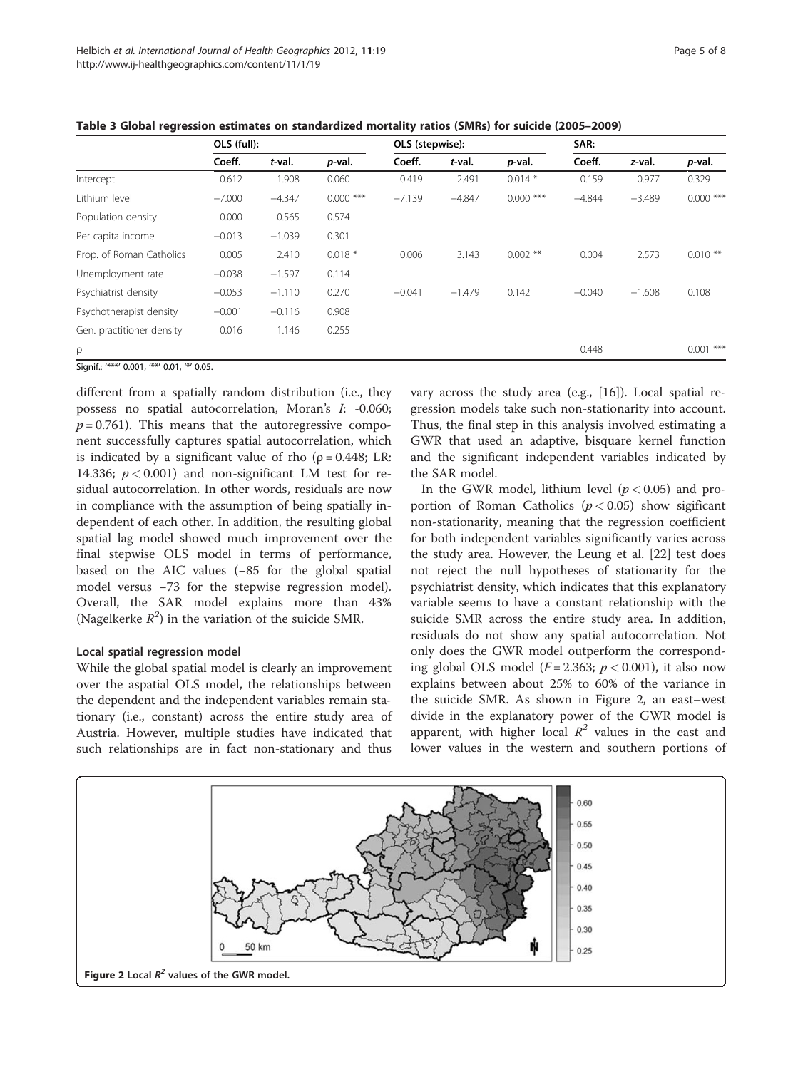**Table 3 Global regression estimates on standardized mortality ratios (SMRs) for suicide (2005–2009)**

| | OLS (full): | | | OLS (stepwise): | | | SAR: | | |
|---|---|---|---|---|---|---|---|---|---|
| | Coeff. | *t*-val. | *p*-val. | Coeff. | *t*-val. | *p*-val. | Coeff. | *z*-val. | *p*-val. |
| Intercept | 0.612 | 1.908 | 0.060 | 0.419 | 2.491 | 0.014 * | 0.159 | 0.977 | 0.329 |
| Lithium level | −7.000 | −4.347 | 0.000 *** | −7.139 | −4.847 | 0.000 *** | −4.844 | −3.489 | 0.000 *** |
| Population density | 0.000 | 0.565 | 0.574 | | | | | | |
| Per capita income | −0.013 | −1.039 | 0.301 | | | | | | |
| Prop. of Roman Catholics | 0.005 | 2.410 | 0.018 * | 0.006 | 3.143 | 0.002 ** | 0.004 | 2.573 | 0.010 ** |
| Unemployment rate | −0.038 | −1.597 | 0.114 | | | | | | |
| Psychiatrist density | −0.053 | −1.110 | 0.270 | −0.041 | −1.479 | 0.142 | −0.040 | −1.608 | 0.108 |
| Psychotherapist density | −0.001 | −0.116 | 0.908 | | | | | | |
| Gen. practitioner density | 0.016 | 1.146 | 0.255 | | | | | | |
| ρ | | | | | | | 0.448 | | 0.001 *** |

Signif.: '***' 0.001, '**' 0.01, '*' 0.05.

different from a spatially random distribution (i.e., they possess no spatial autocorrelation, Moran's *I*: -0.060; $p = 0.761$). This means that the autoregressive component successfully captures spatial autocorrelation, which is indicated by a significant value of rho ($\rho = 0.448$; LR: 14.336; $p < 0.001$) and non-significant LM test for residual autocorrelation. In other words, residuals are now in compliance with the assumption of being spatially independent of each other. In addition, the resulting global spatial lag model showed much improvement over the final stepwise OLS model in terms of performance, based on the AIC values (−85 for the global spatial model versus −73 for the stepwise regression model). Overall, the SAR model explains more than 43% (Nagelkerke $R^2$) in the variation of the suicide SMR.

### Local spatial regression model

While the global spatial model is clearly an improvement over the aspatial OLS model, the relationships between the dependent and the independent variables remain stationary (i.e., constant) across the entire study area of Austria. However, multiple studies have indicated that such relationships are in fact non-stationary and thus vary across the study area (e.g., [16]). Local spatial regression models take such non-stationarity into account. Thus, the final step in this analysis involved estimating a GWR that used an adaptive, bisquare kernel function and the significant independent variables indicated by the SAR model.

In the GWR model, lithium level ($p < 0.05$) and proportion of Roman Catholics ($p < 0.05$) show sigificant non-stationarity, meaning that the regression coefficient for both independent variables significantly varies across the study area. However, the Leung et al. [22] test does not reject the null hypotheses of stationarity for the psychiatrist density, which indicates that this explanatory variable seems to have a constant relationship with the suicide SMR across the entire study area. In addition, residuals do not show any spatial autocorrelation. Not only does the GWR model outperform the corresponding global OLS model ($F = 2.363$; $p < 0.001$), it also now explains between about 25% to 60% of the variance in the suicide SMR. As shown in Figure 2, an east–west divide in the explanatory power of the GWR model is apparent, with higher local $R^2$ values in the east and lower values in the western and southern portions of

**Figure 2** Local $R^2$ values of the GWR model.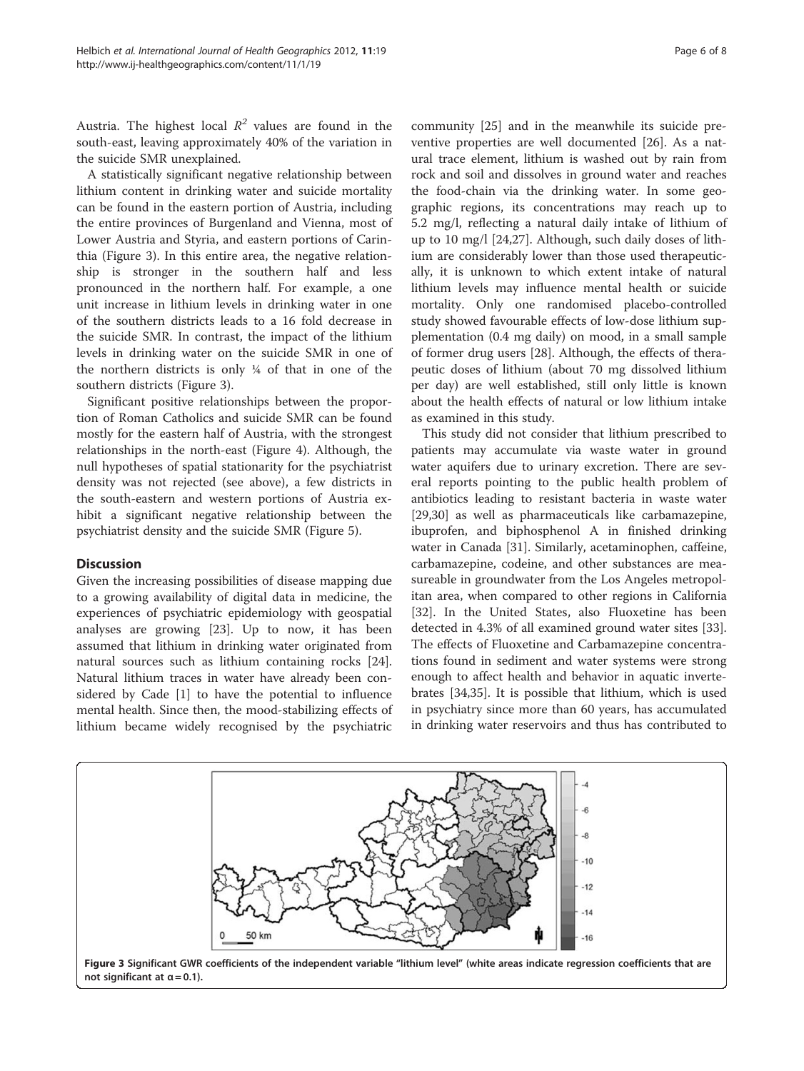Austria. The highest local $R^2$ values are found in the south-east, leaving approximately 40% of the variation in the suicide SMR unexplained.

A statistically significant negative relationship between lithium content in drinking water and suicide mortality can be found in the eastern portion of Austria, including the entire provinces of Burgenland and Vienna, most of Lower Austria and Styria, and eastern portions of Carinthia (Figure 3). In this entire area, the negative relationship is stronger in the southern half and less pronounced in the northern half. For example, a one unit increase in lithium levels in drinking water in one of the southern districts leads to a 16 fold decrease in the suicide SMR. In contrast, the impact of the lithium levels in drinking water on the suicide SMR in one of the northern districts is only ¼ of that in one of the southern districts (Figure 3).

Significant positive relationships between the proportion of Roman Catholics and suicide SMR can be found mostly for the eastern half of Austria, with the strongest relationships in the north-east (Figure 4). Although, the null hypotheses of spatial stationarity for the psychiatrist density was not rejected (see above), a few districts in the south-eastern and western portions of Austria exhibit a significant negative relationship between the psychiatrist density and the suicide SMR (Figure 5).

## Discussion

Given the increasing possibilities of disease mapping due to a growing availability of digital data in medicine, the experiences of psychiatric epidemiology with geospatial analyses are growing [23]. Up to now, it has been assumed that lithium in drinking water originated from natural sources such as lithium containing rocks [24]. Natural lithium traces in water have already been considered by Cade [1] to have the potential to influence mental health. Since then, the mood-stabilizing effects of lithium became widely recognised by the psychiatric community [25] and in the meanwhile its suicide preventive properties are well documented [26]. As a natural trace element, lithium is washed out by rain from rock and soil and dissolves in ground water and reaches the food-chain via the drinking water. In some geographic regions, its concentrations may reach up to 5.2 mg/l, reflecting a natural daily intake of lithium of up to 10 mg/l [24,27]. Although, such daily doses of lithium are considerably lower than those used therapeutically, it is unknown to which extent intake of natural lithium levels may influence mental health or suicide mortality. Only one randomised placebo-controlled study showed favourable effects of low-dose lithium supplementation (0.4 mg daily) on mood, in a small sample of former drug users [28]. Although, the effects of therapeutic doses of lithium (about 70 mg dissolved lithium per day) are well established, still only little is known about the health effects of natural or low lithium intake as examined in this study.

This study did not consider that lithium prescribed to patients may accumulate via waste water in ground water aquifers due to urinary excretion. There are several reports pointing to the public health problem of antibiotics leading to resistant bacteria in waste water [29,30] as well as pharmaceuticals like carbamazepine, ibuprofen, and biphosphenol A in finished drinking water in Canada [31]. Similarly, acetaminophen, caffeine, carbamazepine, codeine, and other substances are measureable in groundwater from the Los Angeles metropolitan area, when compared to other regions in California [32]. In the United States, also Fluoxetine has been detected in 4.3% of all examined ground water sites [33]. The effects of Fluoxetine and Carbamazepine concentrations found in sediment and water systems were strong enough to affect health and behavior in aquatic invertebrates [34,35]. It is possible that lithium, which is used in psychiatry since more than 60 years, has accumulated in drinking water reservoirs and thus has contributed to

**Figure 3** Significant GWR coefficients of the independent variable "lithium level" (white areas indicate regression coefficients that are not significant at $\alpha = 0.1$).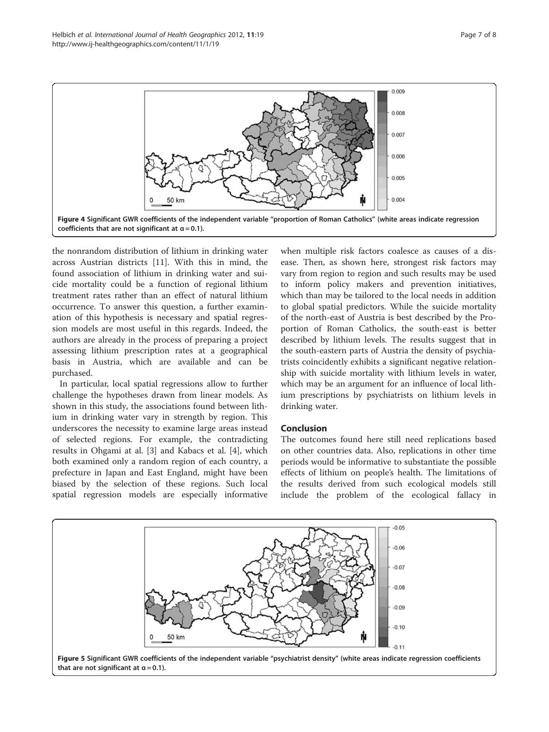Figure 4 Significant GWR coefficients of the independent variable "proportion of Roman Catholics" (white areas indicate regression coefficients that are not significant at α = 0.1).

the nonrandom distribution of lithium in drinking water across Austrian districts [11]. With this in mind, the found association of lithium in drinking water and suicide mortality could be a function of regional lithium treatment rates rather than an effect of natural lithium occurrence. To answer this question, a further examination of this hypothesis is necessary and spatial regression models are most useful in this regards. Indeed, the authors are already in the process of preparing a project assessing lithium prescription rates at a geographical basis in Austria, which are available and can be purchased.

In particular, local spatial regressions allow to further challenge the hypotheses drawn from linear models. As shown in this study, the associations found between lithium in drinking water vary in strength by region. This underscores the necessity to examine large areas instead of selected regions. For example, the contradicting results in Ohgami at al. [3] and Kabacs et al. [4], which both examined only a random region of each country, a prefecture in Japan and East England, might have been biased by the selection of these regions. Such local spatial regression models are especially informative when multiple risk factors coalesce as causes of a disease. Then, as shown here, strongest risk factors may vary from region to region and such results may be used to inform policy makers and prevention initiatives, which than may be tailored to the local needs in addition to global spatial predictors. While the suicide mortality of the north-east of Austria is best described by the Proportion of Roman Catholics, the south-east is better described by lithium levels. The results suggest that in the south-eastern parts of Austria the density of psychiatrists coincidently exhibits a significant negative relationship with suicide mortality with lithium levels in water, which may be an argument for an influence of local lithium prescriptions by psychiatrists on lithium levels in drinking water.

## Conclusion

The outcomes found here still need replications based on other countries data. Also, replications in other time periods would be informative to substantiate the possible effects of lithium on people's health. The limitations of the results derived from such ecological models still include the problem of the ecological fallacy in

Figure 5 Significant GWR coefficients of the independent variable "psychiatrist density" (white areas indicate regression coefficients that are not significant at α = 0.1).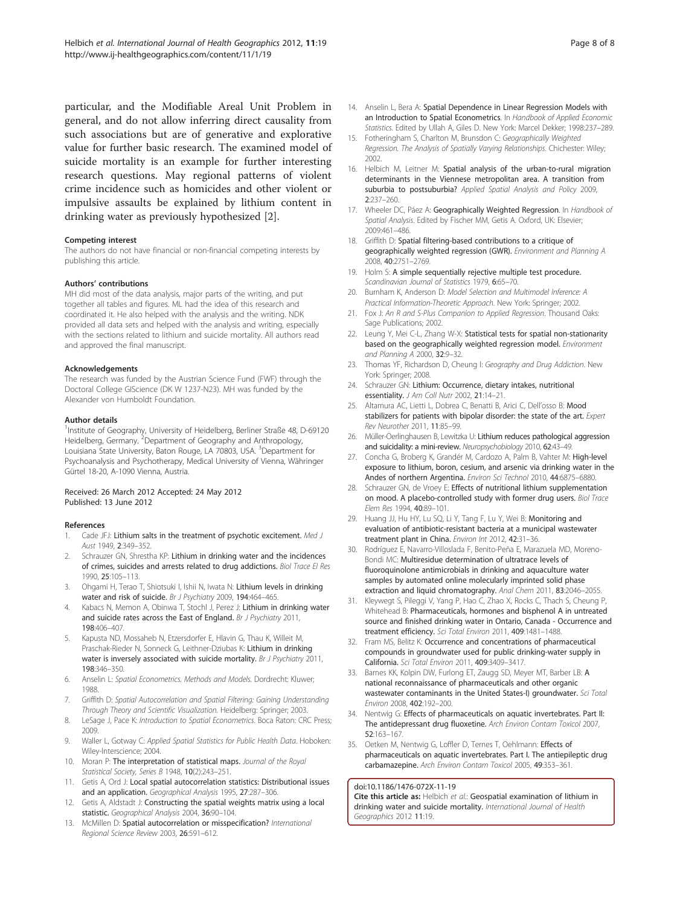particular, and the Modifiable Areal Unit Problem in general, and do not allow inferring direct causality from such associations but are of generative and explorative value for further basic research. The examined model of suicide mortality is an example for further interesting research questions. May regional patterns of violent crime incidence such as homicides and other violent or impulsive assaults be explained by lithium content in drinking water as previously hypothesized [2].

#### Competing interest

The authors do not have financial or non-financial competing interests by publishing this article.

#### Authors' contributions

MH did most of the data analysis, major parts of the writing, and put together all tables and figures. ML had the idea of this research and coordinated it. He also helped with the analysis and the writing. NDK provided all data sets and helped with the analysis and writing, especially with the sections related to lithium and suicide mortality. All authors read and approved the final manuscript.

#### Acknowledgements

The research was funded by the Austrian Science Fund (FWF) through the Doctoral College GIScience (DK W 1237-N23). MH was funded by the Alexander von Humboldt Foundation.

#### Author details

[1]Institute of Geography, University of Heidelberg, Berliner Straße 48, D-69120 Heidelberg, Germany. [2]Department of Geography and Anthropology, Louisiana State University, Baton Rouge, LA 70803, USA. [3]Department for Psychoanalysis and Psychotherapy, Medical University of Vienna, Währinger Gürtel 18-20, A-1090 Vienna, Austria.

Received: 26 March 2012 Accepted: 24 May 2012
Published: 13 June 2012

#### References

1. Cade JFJ: **Lithium salts in the treatment of psychotic excitement.** *Med J Aust* 1949, **2**:349–352.
2. Schrauzer GN, Shrestha KP: **Lithium in drinking water and the incidences of crimes, suicides and arrests related to drug addictions.** *Biol Trace El Res* 1990, **25**:105–113.
3. Ohgami H, Terao T, Shiotsuki I, Ishii N, Iwata N: **Lithium levels in drinking water and risk of suicide.** *Br J Psychiatry* 2009, **194**:464–465.
4. Kabacs N, Memon A, Obinwa T, Stochl J, Perez J: **Lithium in drinking water and suicide rates across the East of England.** *Br J Psychiatry* 2011, **198**:406–407.
5. Kapusta ND, Mossaheb N, Etzersdorfer E, Hlavin G, Thau K, Willeit M, Praschak-Rieder N, Sonneck G, Leithner-Dziubas K: **Lithium in drinking water is inversely associated with suicide mortality.** *Br J Psychiatry* 2011, **198**:346–350.
6. Anselin L: *Spatial Econometrics. Methods and Models.* Dordrecht: Kluwer; 1988.
7. Griffith D: *Spatial Autocorrelation and Spatial Filtering: Gaining Understanding Through Theory and Scientific Visualization.* Heidelberg: Springer; 2003.
8. LeSage J, Pace K: *Introduction to Spatial Econometrics.* Boca Raton: CRC Press; 2009.
9. Waller L, Gotway C: *Applied Spatial Statistics for Public Health Data.* Hoboken: Wiley-Interscience; 2004.
10. Moran P: **The interpretation of statistical maps.** *Journal of the Royal Statistical Society, Series B* 1948, **10**(2):243–251.
11. Getis A, Ord J: **Local spatial autocorrelation statistics: Distributional issues and an application.** *Geographical Analysis* 1995, **27**:287–306.
12. Getis A, Aldstadt J: **Constructing the spatial weights matrix using a local statistic.** *Geographical Analysis* 2004, **36**:90–104.
13. McMillen D: **Spatial autocorrelation or misspecification?** *International Regional Science Review* 2003, **26**:591–612.
14. Anselin L, Bera A: **Spatial Dependence in Linear Regression Models with an Introduction to Spatial Econometrics**. In *Handbook of Applied Economic Statistics*. Edited by Ullah A, Giles D. New York: Marcel Dekker; 1998:237–289.
15. Fotheringham S, Charlton M, Brunsdon C: *Geographically Weighted Regression. The Analysis of Spatially Varying Relationships*. Chichester: Wiley; 2002.
16. Helbich M, Leitner M: **Spatial analysis of the urban-to-rural migration determinants in the Viennese metropolitan area. A transition from suburbia to postsuburbia?** *Applied Spatial Analysis and Policy* 2009, **2**:237–260.
17. Wheeler DC, Páez A: **Geographically Weighted Regression**. In *Handbook of Spatial Analysis*. Edited by Fischer MM, Getis A. Oxford, UK: Elsevier; 2009:461–486.
18. Griffith D: **Spatial filtering-based contributions to a critique of geographically weighted regression (GWR).** *Environment and Planning A* 2008, **40**:2751–2769.
19. Holm S: **A simple sequentially rejective multiple test procedure.** *Scandinavian Journal of Statistics* 1979, **6**:65–70.
20. Burnham K, Anderson D: *Model Selection and Multimodel Inference: A Practical Information-Theoretic Approach*. New York: Springer; 2002.
21. Fox J: *An R and S-Plus Companion to Applied Regression*. Thousand Oaks: Sage Publications; 2002.
22. Leung Y, Mei C-L, Zhang W-X: **Statistical tests for spatial non-stationarity based on the geographically weighted regression model.** *Environment and Planning A* 2000, **32**:9–32.
23. Thomas YF, Richardson D, Cheung I: *Geography and Drug Addiction*. New York: Springer; 2008.
24. Schrauzer GN: **Lithium: Occurrence, dietary intakes, nutritional essentiality.** *J Am Coll Nutr* 2002, **21**:14–21.
25. Altamura AC, Lietti L, Dobrea C, Benatti B, Arici C, Dell'osso B: **Mood stabilizers for patients with bipolar disorder: the state of the art.** *Expert Rev Neurother* 2011, **11**:85–99.
26. Müller-Oerlinghausen B, Lewitzka U: **Lithium reduces pathological aggression and suicidality: a mini-review.** *Neuropsychobiology* 2010, **62**:43–49.
27. Concha G, Broberg K, Grandér M, Cardozo A, Palm B, Vahter M: **High-level exposure to lithium, boron, cesium, and arsenic via drinking water in the Andes of northern Argentina.** *Environ Sci Technol* 2010, **44**:6875–6880.
28. Schrauzer GN, de Vroey E: **Effects of nutritional lithium supplementation on mood. A placebo-controlled study with former drug users.** *Biol Trace Elem Res* 1994, **40**:89–101.
29. Huang JJ, Hu HY, Lu SQ, Li Y, Tang F, Lu Y, Wei B: **Monitoring and evaluation of antibiotic-resistant bacteria at a municipal wastewater treatment plant in China.** *Environ Int* 2012, **42**:31–36.
30. Rodríguez E, Navarro-Villoslada F, Benito-Peña E, Marazuela MD, Moreno-Bondi MC: **Multiresidue determination of ultratrace levels of fluoroquinolone antimicrobials in drinking and aquaculture water samples by automated online molecularly imprinted solid phase extraction and liquid chromatography.** *Anal Chem* 2011, **83**:2046–2055.
31. Kleywegt S, Pileggi V, Yang P, Hao C, Zhao X, Rocks C, Thach S, Cheung P, Whitehead B: **Pharmaceuticals, hormones and bisphenol A in untreated source and finished drinking water in Ontario, Canada - Occurrence and treatment efficiency.** *Sci Total Environ* 2011, **409**:1481–1488.
32. Fram MS, Belitz K: **Occurrence and concentrations of pharmaceutical compounds in groundwater used for public drinking-water supply in California.** *Sci Total Environ* 2011, **409**:3409–3417.
33. Barnes KK, Kolpin DW, Furlong ET, Zaugg SD, Meyer MT, Barber LB: **A national reconnaissance of pharmaceuticals and other organic wastewater contaminants in the United States-I) groundwater.** *Sci Total Environ* 2008, **402**:192–200.
34. Nentwig G: **Effects of pharmaceuticals on aquatic invertebrates. Part II: The antidepressant drug fluoxetine.** *Arch Environ Contam Toxicol* 2007, **52**:163–167.
35. Oetken M, Nentwig G, Loffler D, Ternes T, Oehlmann: **Effects of pharmaceuticals on aquatic invertebrates. Part I. The antiepileptic drug carbamazepine.** *Arch Environ Contam Toxicol* 2005, **49**:353–361.

doi:10.1186/1476-072X-11-19

**Cite this article as:** Helbich *et al.*: Geospatial examination of lithium in drinking water and suicide mortality. *International Journal of Health Geographics* 2012 **11**:19.